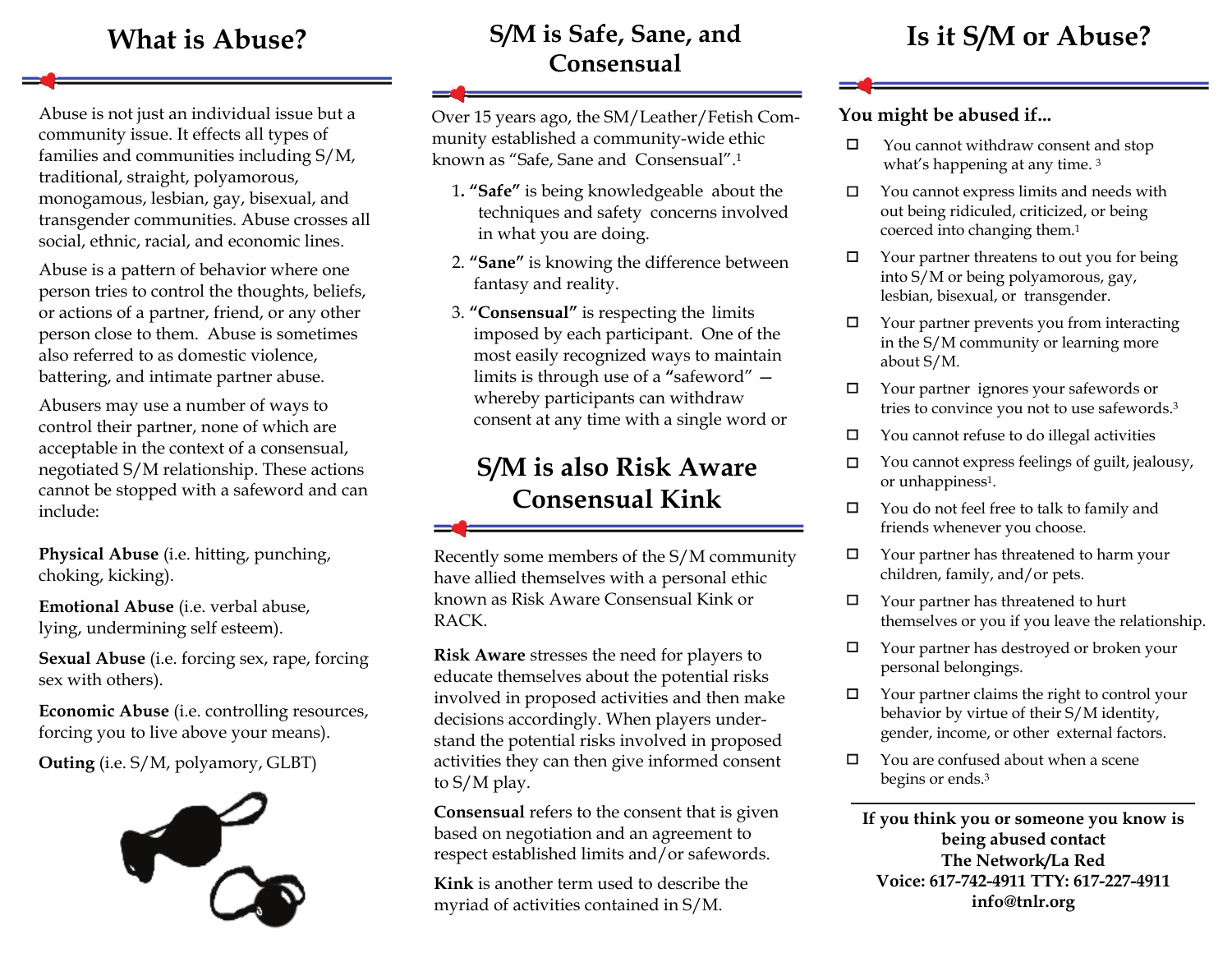# What is Abuse?

Abuse is not just an individual issue but a community issue. It effects all types of families and communities including S/M, traditional, straight, polyamorous, monogamous, lesbian, gay, bisexual, and transgender communities. Abuse crosses all social, ethnic, racial, and economic lines.

Abuse is a pattern of behavior where one person tries to control the thoughts, beliefs, or actions of a partner, friend, or any other person close to them. Abuse is sometimes also referred to as domestic violence, battering, and intimate partner abuse.

Abusers may use a number of ways to control their partner, none of which are acceptable in the context of a consensual, negotiated S/M relationship. These actions cannot be stopped with a safeword and can include:

**Physical Abuse** (i.e. hitting, punching, choking, kicking).

**Emotional Abuse** (i.e. verbal abuse, lying, undermining self esteem).

**Sexual Abuse** (i.e. forcing sex, rape, forcing sex with others).

**Economic Abuse** (i.e. controlling resources, forcing you to live above your means).

**Outing** (i.e. S/M, polyamory, GLBT)

# S/M is Safe, Sane, and Consensual

Over 15 years ago, the SM/Leather/Fetish Community established a community-wide ethic known as "Safe, Sane and Consensual".[1]

1. **"Safe"** is being knowledgeable about the techniques and safety concerns involved in what you are doing.
2. **"Sane"** is knowing the difference between fantasy and reality.
3. **"Consensual"** is respecting the limits imposed by each participant. One of the most easily recognized ways to maintain limits is through use of a **"**safeword" — whereby participants can withdraw consent at any time with a single word or

# S/M is also Risk Aware Consensual Kink

Recently some members of the S/M community have allied themselves with a personal ethic known as Risk Aware Consensual Kink or RACK.

**Risk Aware** stresses the need for players to educate themselves about the potential risks involved in proposed activities and then make decisions accordingly. When players understand the potential risks involved in proposed activities they can then give informed consent to S/M play.

**Consensual** refers to the consent that is given based on negotiation and an agreement to respect established limits and/or safewords.

**Kink** is another term used to describe the myriad of activities contained in S/M.

# Is it S/M or Abuse?

**You might be abused if...**

- ☐ You cannot withdraw consent and stop what's happening at any time. [3]
- ☐ You cannot express limits and needs with out being ridiculed, criticized, or being coerced into changing them.[1]
- ☐ Your partner threatens to out you for being into S/M or being polyamorous, gay, lesbian, bisexual, or transgender.
- ☐ Your partner prevents you from interacting in the S/M community or learning more about S/M.
- ☐ Your partner ignores your safewords or tries to convince you not to use safewords.[3]
- ☐ You cannot refuse to do illegal activities
- ☐ You cannot express feelings of guilt, jealousy, or unhappiness[1].
- ☐ You do not feel free to talk to family and friends whenever you choose.
- ☐ Your partner has threatened to harm your children, family, and/or pets.
- ☐ Your partner has threatened to hurt themselves or you if you leave the relationship.
- ☐ Your partner has destroyed or broken your personal belongings.
- ☐ Your partner claims the right to control your behavior by virtue of their S/M identity, gender, income, or other external factors.
- ☐ You are confused about when a scene begins or ends.[3]

---

**If you think you or someone you know is being abused contact**
**The Network/La Red**
**Voice: 617-742-4911 TTY: 617-227-4911**
**info@tnlr.org**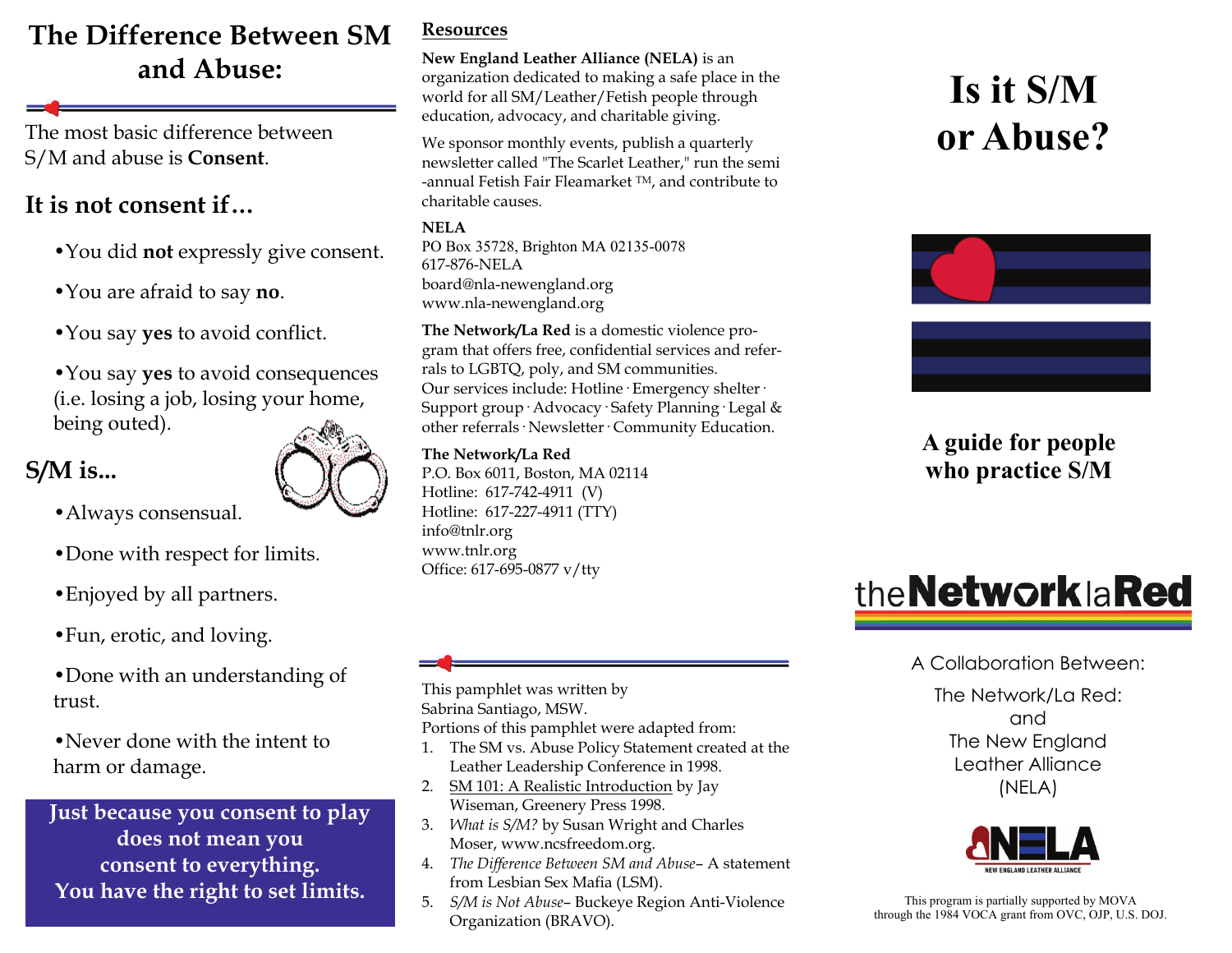# The Difference Between SM and Abuse:

The most basic difference between S/M and abuse is **Consent**.

## It is not consent if…

- You did **not** expressly give consent.
- You are afraid to say **no**.
- You say **yes** to avoid conflict.
- You say **yes** to avoid consequences (i.e. losing a job, losing your home, being outed).

## S/M is...

- Always consensual.
- Done with respect for limits.
- Enjoyed by all partners.
- Fun, erotic, and loving.
- Done with an understanding of trust.
- Never done with the intent to harm or damage.

**Just because you consent to play does not mean you consent to everything. You have the right to set limits.**

## Resources

**New England Leather Alliance (NELA)** is an organization dedicated to making a safe place in the world for all SM/Leather/Fetish people through education, advocacy, and charitable giving.

We sponsor monthly events, publish a quarterly newsletter called "The Scarlet Leather," run the semi-annual Fetish Fair Fleamarket ™, and contribute to charitable causes.

**NELA**
PO Box 35728, Brighton MA 02135-0078
617-876-NELA
board@nla-newengland.org
www.nla-newengland.org

**The Network/La Red** is a domestic violence program that offers free, confidential services and referrals to LGBTQ, poly, and SM communities.
Our services include: Hotline · Emergency shelter · Support group · Advocacy · Safety Planning · Legal & other referrals · Newsletter · Community Education.

**The Network/La Red**
P.O. Box 6011, Boston, MA 02114
Hotline: 617-742-4911 (V)
Hotline: 617-227-4911 (TTY)
info@tnlr.org
www.tnlr.org
Office: 617-695-0877 v/tty

This pamphlet was written by
Sabrina Santiago, MSW.
Portions of this pamphlet were adapted from:

1. The SM vs. Abuse Policy Statement created at the Leather Leadership Conference in 1998.
2. SM 101: A Realistic Introduction by Jay Wiseman, Greenery Press 1998.
3. *What is S/M?* by Susan Wright and Charles Moser, www.ncsfreedom.org.
4. *The Difference Between SM and Abuse*– A statement from Lesbian Sex Mafia (LSM).
5. *S/M is Not Abuse*– Buckeye Region Anti-Violence Organization (BRAVO).

# Is it S/M or Abuse?

## A guide for people who practice S/M

theNetworklaRed

A Collaboration Between:

The Network/La Red:
and
The New England Leather Alliance
(NELA)

NELA
NEW ENGLAND LEATHER ALLIANCE

This program is partially supported by MOVA through the 1984 VOCA grant from OVC, OJP, U.S. DOJ.